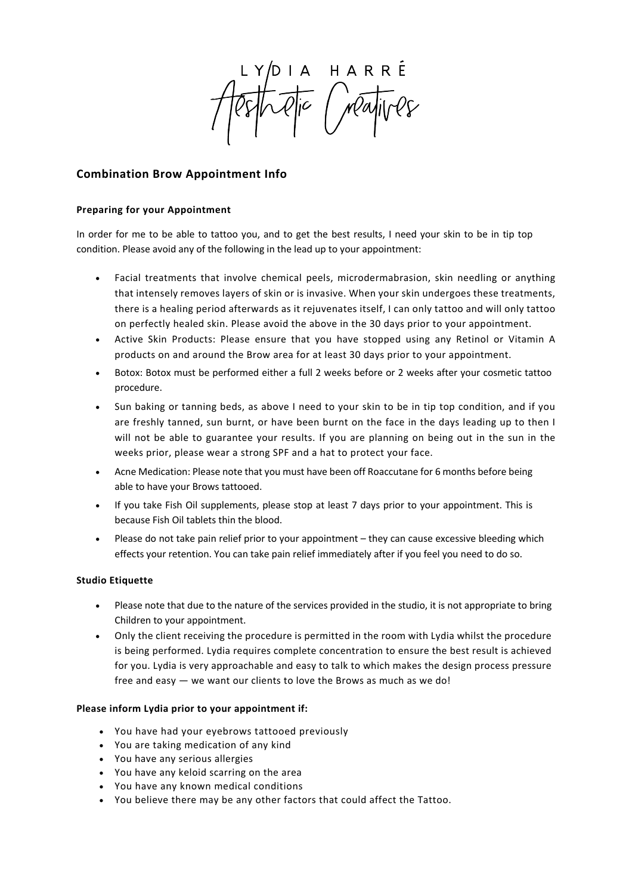LYDIA HARRÉ

Aesthetic Creatives

## Combination Brow Appointment Info

### Preparing for your Appointment

In order for me to be able to tattoo you, and to get the best results, I need your skin to be in tip top condition. Please avoid any of the following in the lead up to your appointment:

- Facial treatments that involve chemical peels, microdermabrasion, skin needling or anything that intensely removes layers of skin or is invasive. When your skin undergoes these treatments, there is a healing period afterwards as it rejuvenates itself, I can only tattoo and will only tattoo on perfectly healed skin. Please avoid the above in the 30 days prior to your appointment.
- Active Skin Products: Please ensure that you have stopped using any Retinol or Vitamin A products on and around the Brow area for at least 30 days prior to your appointment.
- Botox: Botox must be performed either a full 2 weeks before or 2 weeks after your cosmetic tattoo procedure.
- Sun baking or tanning beds, as above I need to your skin to be in tip top condition, and if you are freshly tanned, sun burnt, or have been burnt on the face in the days leading up to then I will not be able to guarantee your results. If you are planning on being out in the sun in the weeks prior, please wear a strong SPF and a hat to protect your face.
- Acne Medication: Please note that you must have been off Roaccutane for 6 months before being able to have your Brows tattooed.
- If you take Fish Oil supplements, please stop at least 7 days prior to your appointment. This is because Fish Oil tablets thin the blood.
- Please do not take pain relief prior to your appointment – they can cause excessive bleeding which effects your retention. You can take pain relief immediately after if you feel you need to do so.

### Studio Etiquette

- Please note that due to the nature of the services provided in the studio, it is not appropriate to bring Children to your appointment.
- Only the client receiving the procedure is permitted in the room with Lydia whilst the procedure is being performed. Lydia requires complete concentration to ensure the best result is achieved for you. Lydia is very approachable and easy to talk to which makes the design process pressure free and easy — we want our clients to love the Brows as much as we do!

### Please inform Lydia prior to your appointment if:

- You have had your eyebrows tattooed previously
- You are taking medication of any kind
- You have any serious allergies
- You have any keloid scarring on the area
- You have any known medical conditions
- You believe there may be any other factors that could affect the Tattoo.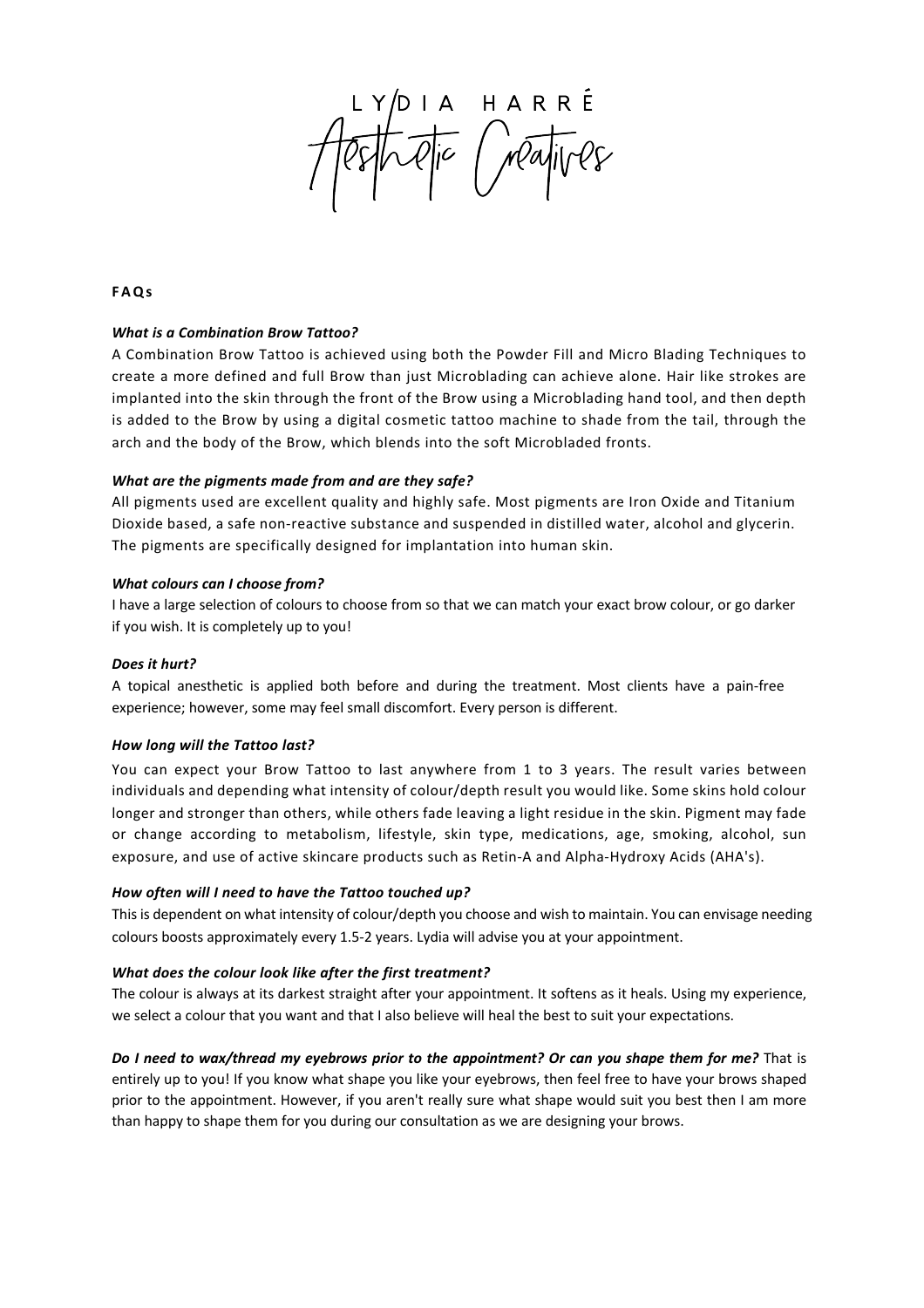LYDIA HARRÉ

Aesthetic Creatives

**FAQs**

***What is a Combination Brow Tattoo?***

A Combination Brow Tattoo is achieved using both the Powder Fill and Micro Blading Techniques to create a more defined and full Brow than just Microblading can achieve alone. Hair like strokes are implanted into the skin through the front of the Brow using a Microblading hand tool, and then depth is added to the Brow by using a digital cosmetic tattoo machine to shade from the tail, through the arch and the body of the Brow, which blends into the soft Microbladed fronts.

***What are the pigments made from and are they safe?***

All pigments used are excellent quality and highly safe. Most pigments are Iron Oxide and Titanium Dioxide based, a safe non-reactive substance and suspended in distilled water, alcohol and glycerin. The pigments are specifically designed for implantation into human skin.

***What colours can I choose from?***

I have a large selection of colours to choose from so that we can match your exact brow colour, or go darker if you wish. It is completely up to you!

***Does it hurt?***

A topical anesthetic is applied both before and during the treatment. Most clients have a pain-free experience; however, some may feel small discomfort. Every person is different.

***How long will the Tattoo last?***

You can expect your Brow Tattoo to last anywhere from 1 to 3 years. The result varies between individuals and depending what intensity of colour/depth result you would like. Some skins hold colour longer and stronger than others, while others fade leaving a light residue in the skin. Pigment may fade or change according to metabolism, lifestyle, skin type, medications, age, smoking, alcohol, sun exposure, and use of active skincare products such as Retin-A and Alpha-Hydroxy Acids (AHA's).

***How often will I need to have the Tattoo touched up?***

This is dependent on what intensity of colour/depth you choose and wish to maintain. You can envisage needing colours boosts approximately every 1.5-2 years. Lydia will advise you at your appointment.

***What does the colour look like after the first treatment?***

The colour is always at its darkest straight after your appointment. It softens as it heals. Using my experience, we select a colour that you want and that I also believe will heal the best to suit your expectations.

***Do I need to wax/thread my eyebrows prior to the appointment? Or can you shape them for me?*** That is entirely up to you! If you know what shape you like your eyebrows, then feel free to have your brows shaped prior to the appointment. However, if you aren't really sure what shape would suit you best then I am more than happy to shape them for you during our consultation as we are designing your brows.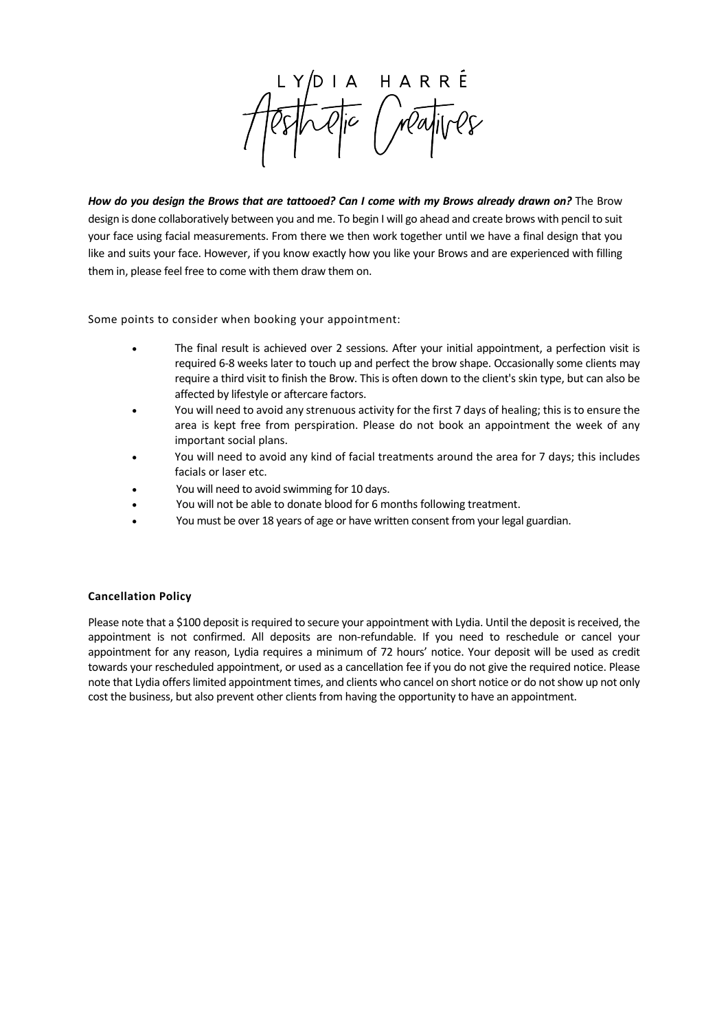LYDIA HARRÉ

Aesthetic Creatives

***How do you design the Brows that are tattooed? Can I come with my Brows already drawn on?*** The Brow design is done collaboratively between you and me. To begin I will go ahead and create brows with pencil to suit your face using facial measurements. From there we then work together until we have a final design that you like and suits your face. However, if you know exactly how you like your Brows and are experienced with filling them in, please feel free to come with them draw them on.

Some points to consider when booking your appointment:

- The final result is achieved over 2 sessions. After your initial appointment, a perfection visit is required 6-8 weeks later to touch up and perfect the brow shape. Occasionally some clients may require a third visit to finish the Brow. This is often down to the client's skin type, but can also be affected by lifestyle or aftercare factors.
- You will need to avoid any strenuous activity for the first 7 days of healing; this is to ensure the area is kept free from perspiration. Please do not book an appointment the week of any important social plans.
- You will need to avoid any kind of facial treatments around the area for 7 days; this includes facials or laser etc.
- You will need to avoid swimming for 10 days.
- You will not be able to donate blood for 6 months following treatment.
- You must be over 18 years of age or have written consent from your legal guardian.

**Cancellation Policy**

Please note that a $100 deposit is required to secure your appointment with Lydia. Until the deposit is received, the appointment is not confirmed. All deposits are non-refundable. If you need to reschedule or cancel your appointment for any reason, Lydia requires a minimum of 72 hours' notice. Your deposit will be used as credit towards your rescheduled appointment, or used as a cancellation fee if you do not give the required notice. Please note that Lydia offers limited appointment times, and clients who cancel on short notice or do not show up not only cost the business, but also prevent other clients from having the opportunity to have an appointment.